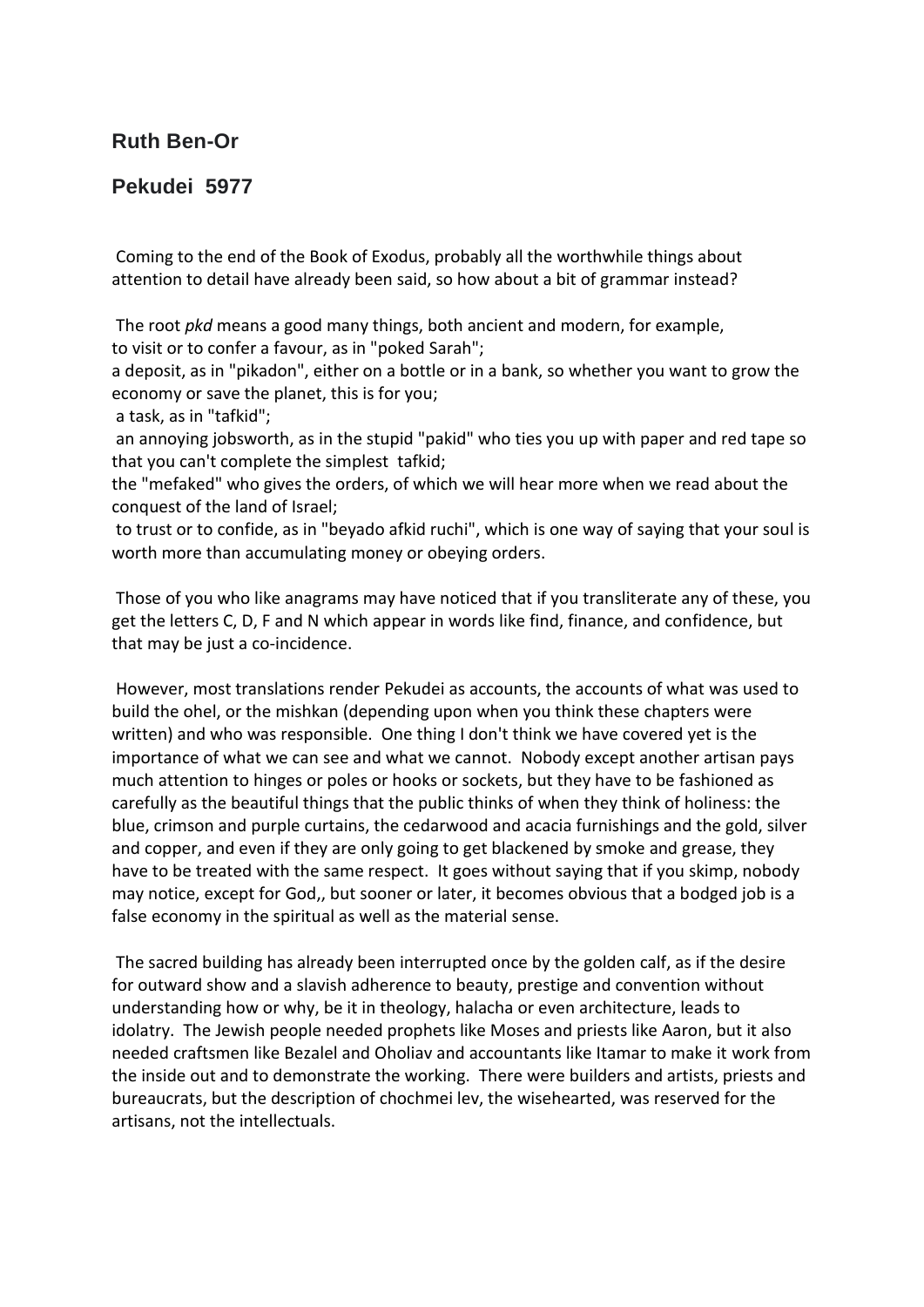## Ruth Ben-Or

## Pekudei 5977

Coming to the end of the Book of Exodus, probably all the worthwhile things about attention to detail have already been said, so how about a bit of grammar instead?

The root *pkd* means a good many things, both ancient and modern, for example,
to visit or to confer a favour, as in "poked Sarah";
a deposit, as in "pikadon", either on a bottle or in a bank, so whether you want to grow the economy or save the planet, this is for you;
a task, as in "tafkid";
an annoying jobsworth, as in the stupid "pakid" who ties you up with paper and red tape so that you can't complete the simplest tafkid;
the "mefaked" who gives the orders, of which we will hear more when we read about the conquest of the land of Israel;
to trust or to confide, as in "beyado afkid ruchi", which is one way of saying that your soul is worth more than accumulating money or obeying orders.

Those of you who like anagrams may have noticed that if you transliterate any of these, you get the letters C, D, F and N which appear in words like find, finance, and confidence, but that may be just a co-incidence.

However, most translations render Pekudei as accounts, the accounts of what was used to build the ohel, or the mishkan (depending upon when you think these chapters were written) and who was responsible. One thing I don't think we have covered yet is the importance of what we can see and what we cannot. Nobody except another artisan pays much attention to hinges or poles or hooks or sockets, but they have to be fashioned as carefully as the beautiful things that the public thinks of when they think of holiness: the blue, crimson and purple curtains, the cedarwood and acacia furnishings and the gold, silver and copper, and even if they are only going to get blackened by smoke and grease, they have to be treated with the same respect. It goes without saying that if you skimp, nobody may notice, except for God,, but sooner or later, it becomes obvious that a bodged job is a false economy in the spiritual as well as the material sense.

The sacred building has already been interrupted once by the golden calf, as if the desire for outward show and a slavish adherence to beauty, prestige and convention without understanding how or why, be it in theology, halacha or even architecture, leads to idolatry. The Jewish people needed prophets like Moses and priests like Aaron, but it also needed craftsmen like Bezalel and Oholiav and accountants like Itamar to make it work from the inside out and to demonstrate the working. There were builders and artists, priests and bureaucrats, but the description of chochmei lev, the wisehearted, was reserved for the artisans, not the intellectuals.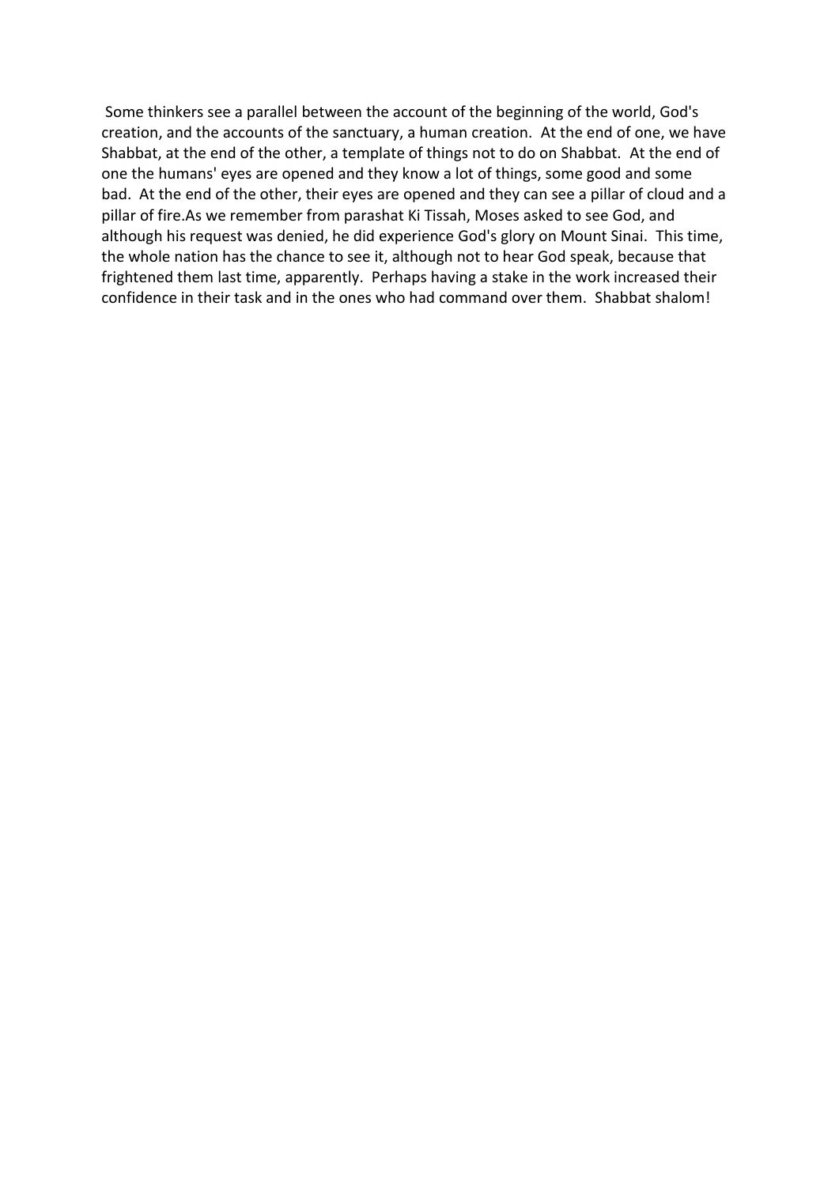Some thinkers see a parallel between the account of the beginning of the world, God's creation, and the accounts of the sanctuary, a human creation. At the end of one, we have Shabbat, at the end of the other, a template of things not to do on Shabbat. At the end of one the humans' eyes are opened and they know a lot of things, some good and some bad. At the end of the other, their eyes are opened and they can see a pillar of cloud and a pillar of fire.As we remember from parashat Ki Tissah, Moses asked to see God, and although his request was denied, he did experience God's glory on Mount Sinai. This time, the whole nation has the chance to see it, although not to hear God speak, because that frightened them last time, apparently. Perhaps having a stake in the work increased their confidence in their task and in the ones who had command over them. Shabbat shalom!